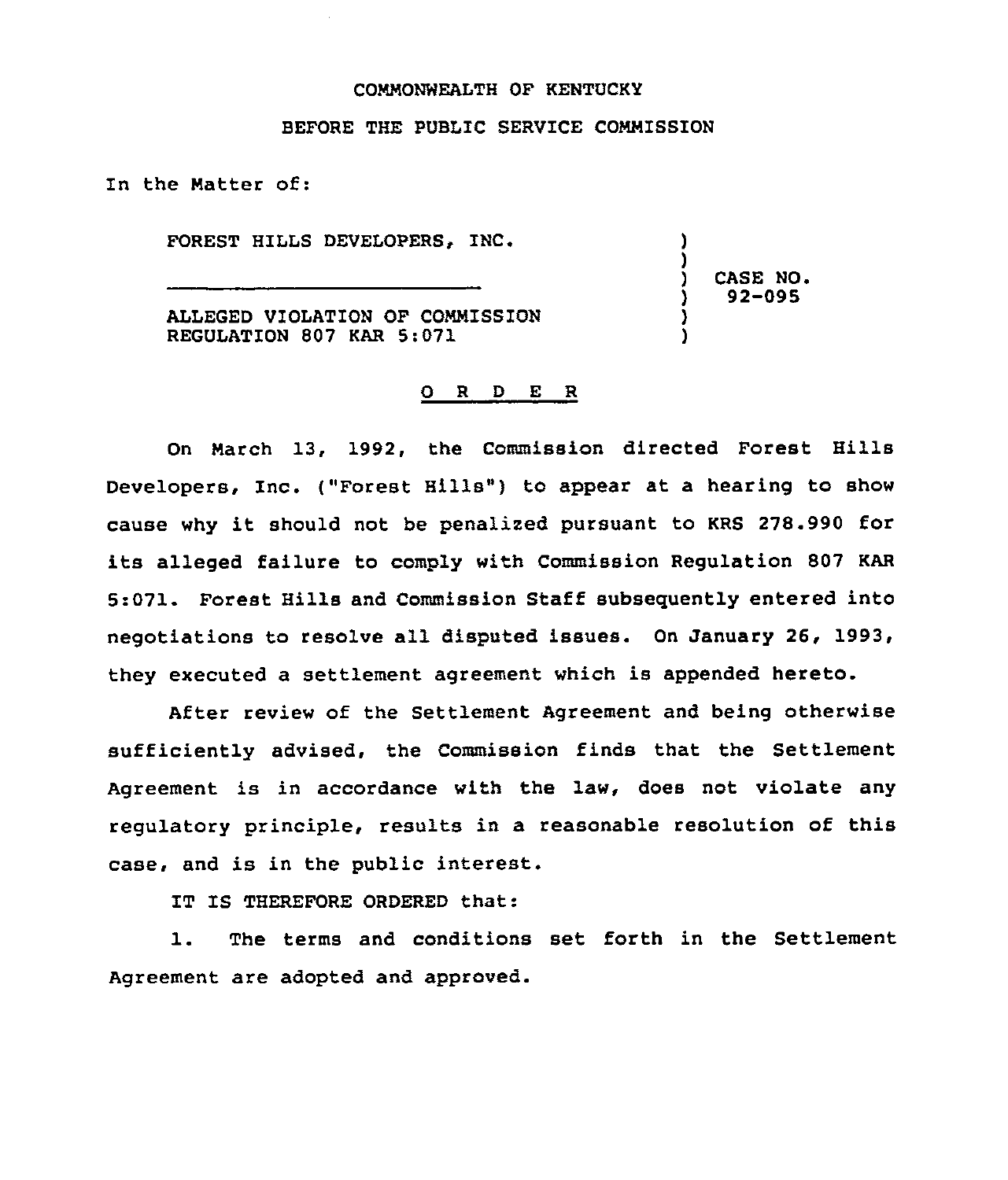COMMONWEALTH OF KENTUCKY

BEFORE THE PUBLIC SERVICE COMMISSION

In the Matter of:

| | |
|---|---|
| FOREST HILLS DEVELOPERS, INC. <br> ____________________________ <br> ALLEGED VIOLATION OF COMMISSION REGULATION 807 KAR 5:071 | CASE NO. 92-095 |

O R D E R

On March 13, 1992, the Commission directed Forest Hills Developers, Inc. ("Forest Hills") to appear at a hearing to show cause why it should not be penalized pursuant to KRS 278.990 for its alleged failure to comply with Commission Regulation 807 KAR 5:071. Forest Hills and Commission Staff subsequently entered into negotiations to resolve all disputed issues. On January 26, 1993, they executed a settlement agreement which is appended hereto.

After review of the Settlement Agreement and being otherwise sufficiently advised, the Commission finds that the Settlement Agreement is in accordance with the law, does not violate any regulatory principle, results in a reasonable resolution of this case, and is in the public interest.

IT IS THEREFORE ORDERED that:

1. The terms and conditions set forth in the Settlement Agreement are adopted and approved.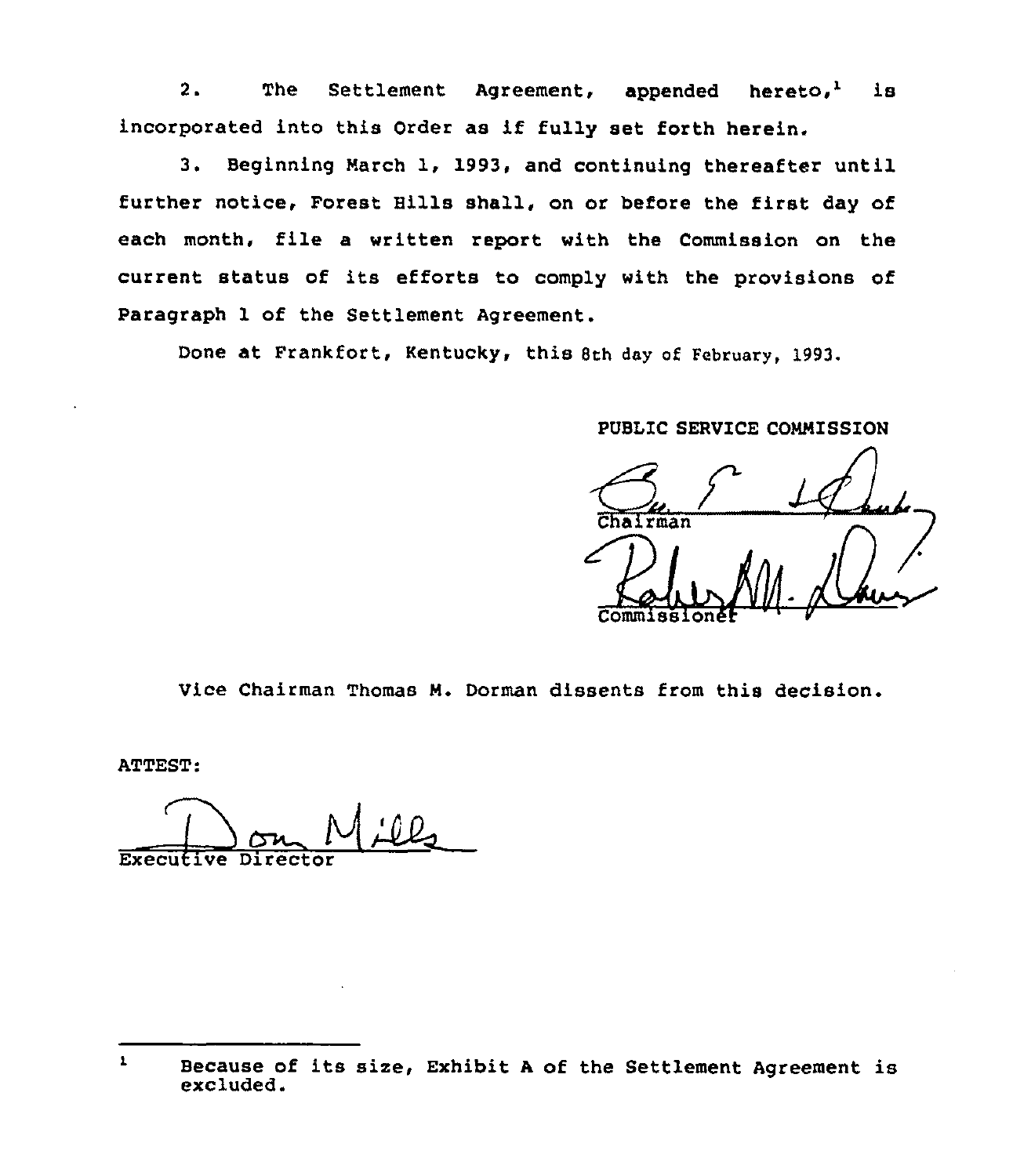2. The Settlement Agreement, appended hereto,[1] is incorporated into this Order as if fully set forth herein.

3. Beginning March 1, 1993, and continuing thereafter until further notice, Forest Hills shall, on or before the first day of each month, file a written report with the Commission on the current status of its efforts to comply with the provisions of Paragraph 1 of the Settlement Agreement.

Done at Frankfort, Kentucky, this 8th day of February, 1993.

PUBLIC SERVICE COMMISSION

Chairman

Commissioner

Vice Chairman Thomas M. Dorman dissents from this decision.

ATTEST:

Executive Director

---

[1] Because of its size, Exhibit A of the Settlement Agreement is excluded.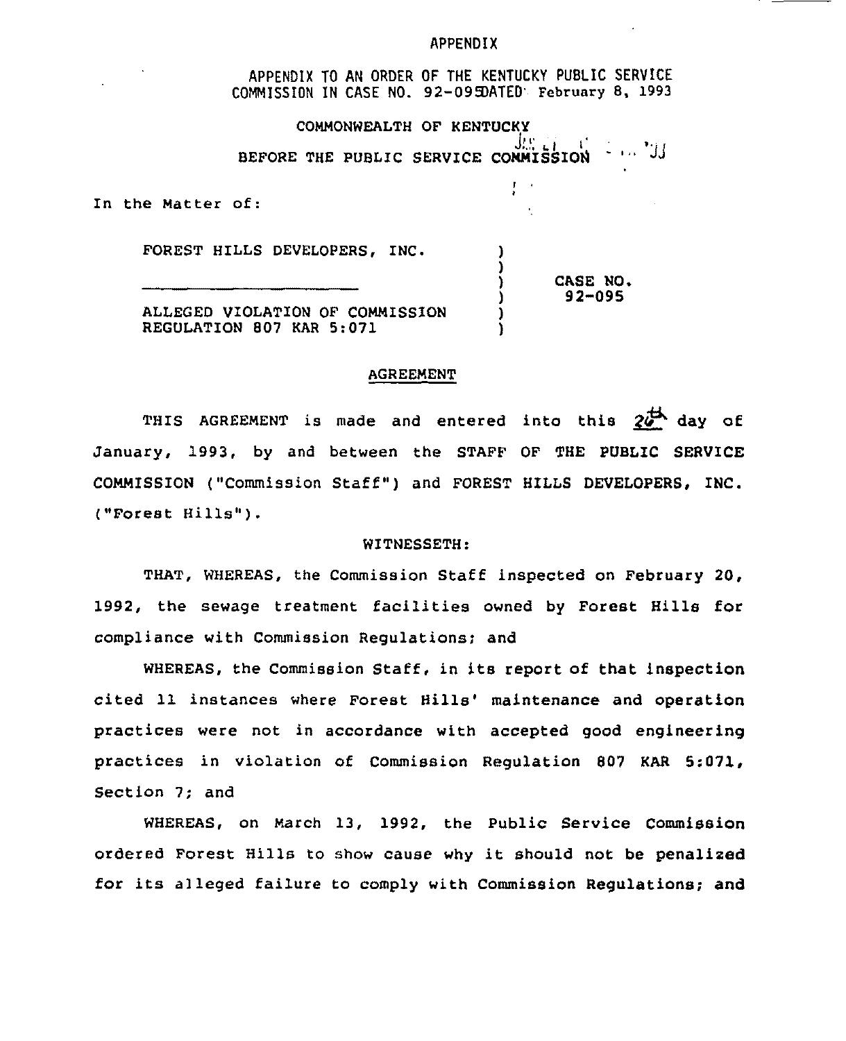APPENDIX

APPENDIX TO AN ORDER OF THE KENTUCKY PUBLIC SERVICE COMMISSION IN CASE NO. 92-095 DATED February 8, 1993

COMMONWEALTH OF KENTUCKY

BEFORE THE PUBLIC SERVICE COMMISSION

In the Matter of:

| | | |
|---|---|---|
| FOREST HILLS DEVELOPERS, INC. | ) | |
| | ) | |
| _______________ | ) | CASE NO. |
| | ) | 92-095 |
| ALLEGED VIOLATION OF COMMISSION | ) | |
| REGULATION 807 KAR 5:071 | ) | |

AGREEMENT

THIS AGREEMENT is made and entered into this 26th day of January, 1993, by and between the STAFF OF THE PUBLIC SERVICE COMMISSION ("Commission Staff") and FOREST HILLS DEVELOPERS, INC. ("Forest Hills").

WITNESSETH:

THAT, WHEREAS, the Commission Staff inspected on February 20, 1992, the sewage treatment facilities owned by Forest Hills for compliance with Commission Regulations; and

WHEREAS, the Commission Staff, in its report of that inspection cited 11 instances where Forest Hills' maintenance and operation practices were not in accordance with accepted good engineering practices in violation of Commission Regulation 807 KAR 5:071, Section 7; and

WHEREAS, on March 13, 1992, the Public Service Commission ordered Forest Hills to show cause why it should not be penalized for its alleged failure to comply with Commission Regulations; and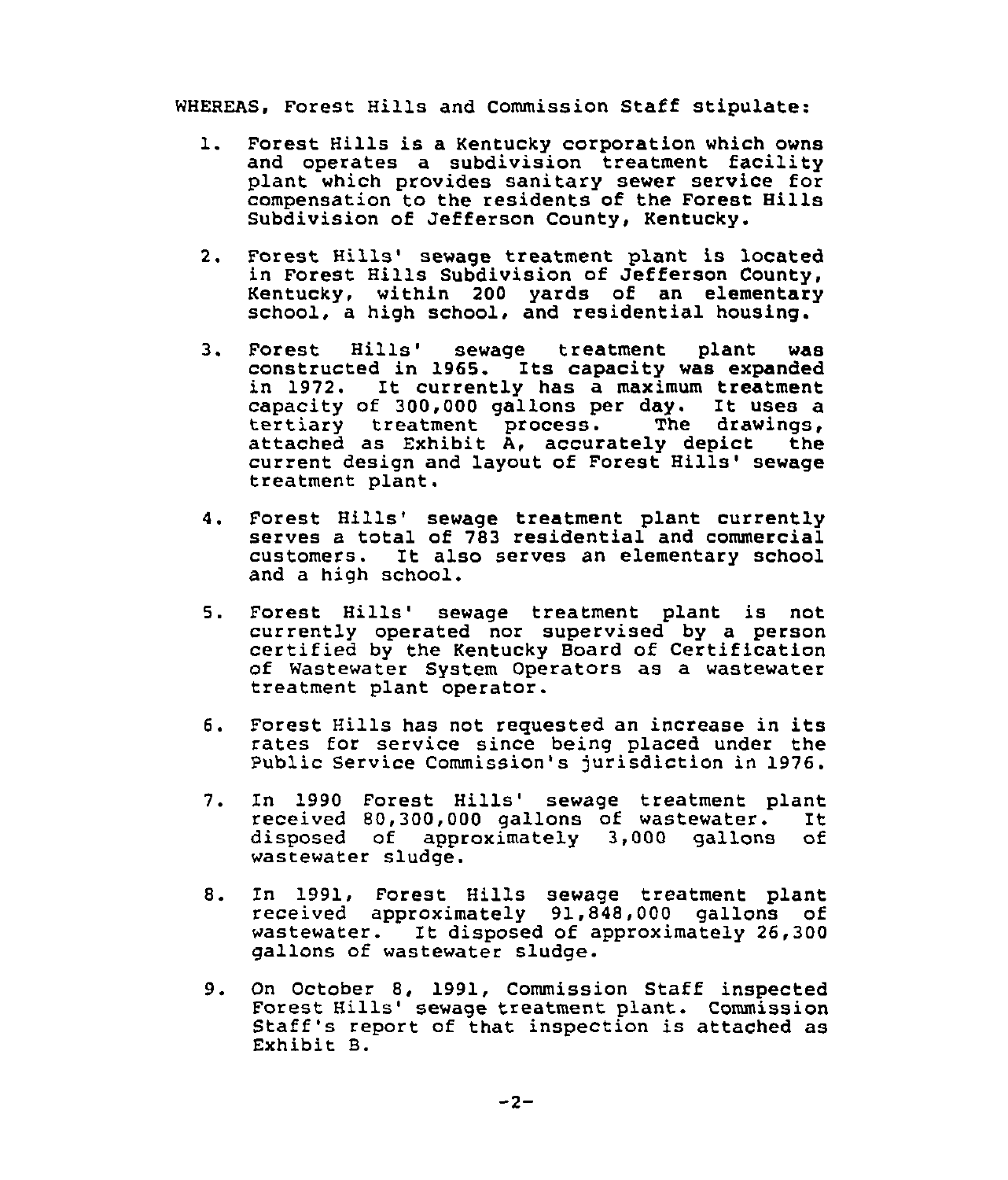WHEREAS, Forest Hills and Commission Staff stipulate:

1. Forest Hills is a Kentucky corporation which owns and operates a subdivision treatment facility plant which provides sanitary sewer service for compensation to the residents of the Forest Hills Subdivision of Jefferson County, Kentucky.

2. Forest Hills' sewage treatment plant is located in Forest Hills Subdivision of Jefferson County, Kentucky, within 200 yards of an elementary school, a high school, and residential housing.

3. Forest Hills' sewage treatment plant was constructed in 1965. Its capacity was expanded in 1972. It currently has a maximum treatment capacity of 300,000 gallons per day. It uses a tertiary treatment process. The drawings, attached as Exhibit A, accurately depict the current design and layout of Forest Hills' sewage treatment plant.

4. Forest Hills' sewage treatment plant currently serves a total of 783 residential and commercial customers. It also serves an elementary school and a high school.

5. Forest Hills' sewage treatment plant is not currently operated nor supervised by a person certified by the Kentucky Board of Certification of Wastewater System Operators as a wastewater treatment plant operator.

6. Forest Hills has not requested an increase in its rates for service since being placed under the Public Service Commission's jurisdiction in 1976.

7. In 1990 Forest Hills' sewage treatment plant received 80,300,000 gallons of wastewater. It disposed of approximately 3,000 gallons of wastewater sludge.

8. In 1991, Forest Hills sewage treatment plant received approximately 91,848,000 gallons of wastewater. It disposed of approximately 26,300 gallons of wastewater sludge.

9. On October 8, 1991, Commission Staff inspected Forest Hills' sewage treatment plant. Commission Staff's report of that inspection is attached as Exhibit B.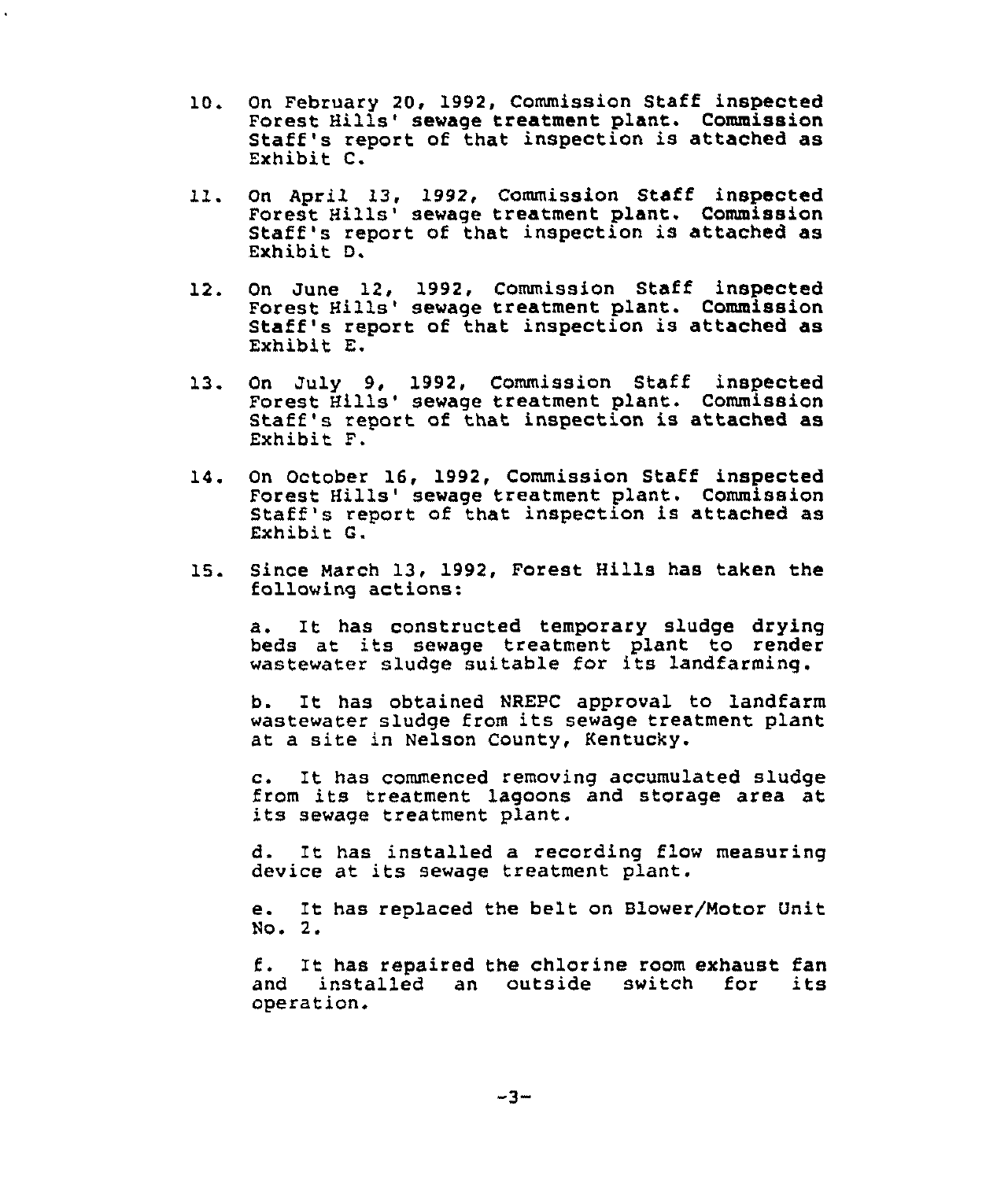10. On February 20, 1992, Commission Staff inspected Forest Hills' sewage treatment plant. Commission Staff's report of that inspection is attached as Exhibit C.

11. On April 13, 1992, Commission Staff inspected Forest Hills' sewage treatment plant. Commission Staff's report of that inspection is attached as Exhibit D.

12. On June 12, 1992, Commission Staff inspected Forest Hills' sewage treatment plant. Commission Staff's report of that inspection is attached as Exhibit E.

13. On July 9, 1992, Commission Staff inspected Forest Hills' sewage treatment plant. Commission Staff's report of that inspection is attached as Exhibit F.

14. On October 16, 1992, Commission Staff inspected Forest Hills' sewage treatment plant. Commission Staff's report of that inspection is attached as Exhibit G.

15. Since March 13, 1992, Forest Hills has taken the following actions:

    a. It has constructed temporary sludge drying beds at its sewage treatment plant to render wastewater sludge suitable for its landfarming.

    b. It has obtained NREPC approval to landfarm wastewater sludge from its sewage treatment plant at a site in Nelson County, Kentucky.

    c. It has commenced removing accumulated sludge from its treatment lagoons and storage area at its sewage treatment plant.

    d. It has installed a recording flow measuring device at its sewage treatment plant.

    e. It has replaced the belt on Blower/Motor Unit No. 2.

    f. It has repaired the chlorine room exhaust fan and installed an outside switch for its operation.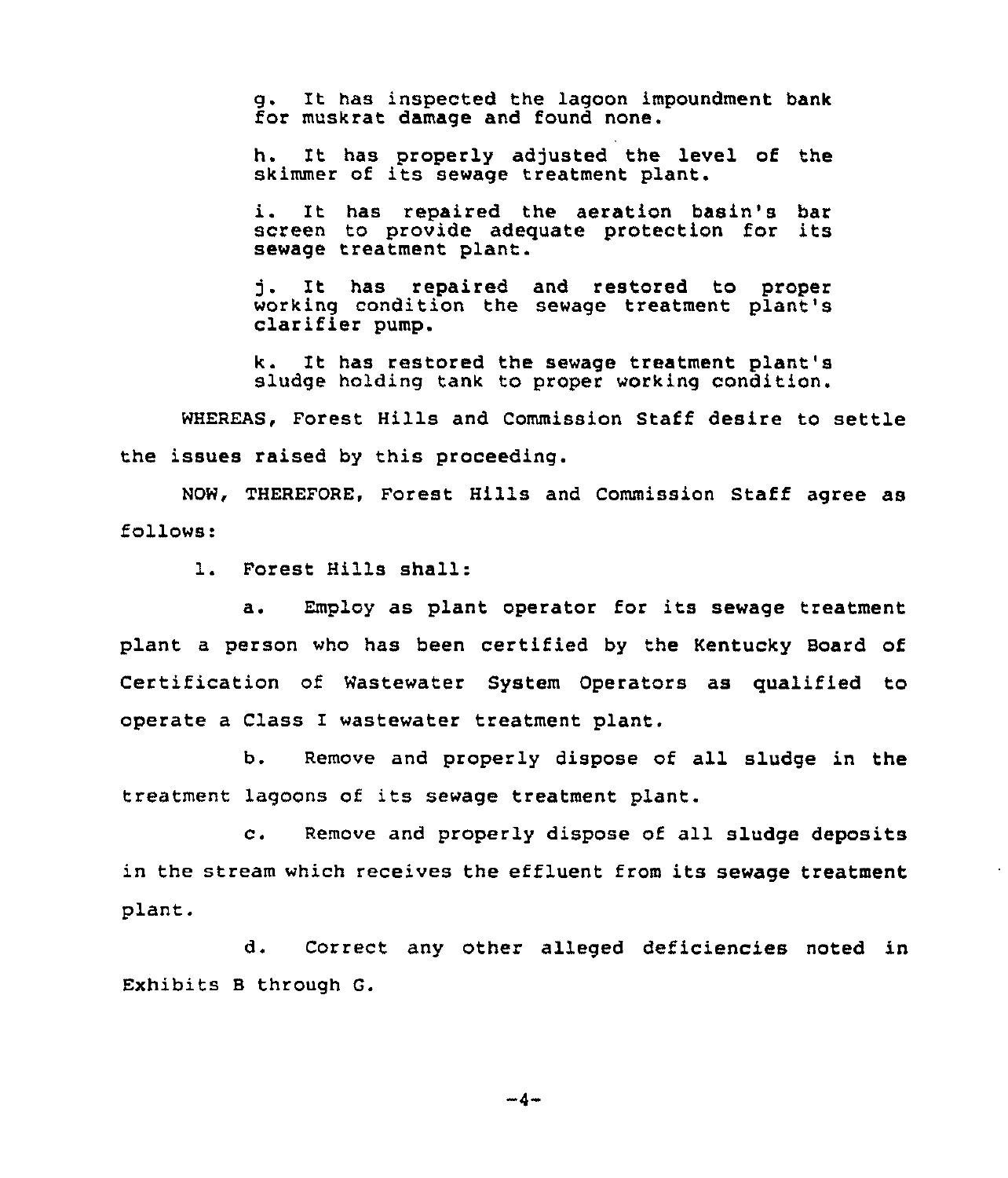g. It has inspected the lagoon impoundment bank for muskrat damage and found none.

h. It has properly adjusted the level of the skimmer of its sewage treatment plant.

i. It has repaired the aeration basin's bar screen to provide adequate protection for its sewage treatment plant.

j. It has repaired and restored to proper working condition the sewage treatment plant's clarifier pump.

k. It has restored the sewage treatment plant's sludge holding tank to proper working condition.

WHEREAS, Forest Hills and Commission Staff desire to settle the issues raised by this proceeding.

NOW, THEREFORE, Forest Hills and Commission Staff agree as follows:

1. Forest Hills shall:

a. Employ as plant operator for its sewage treatment plant a person who has been certified by the Kentucky Board of Certification of Wastewater System Operators as qualified to operate a Class I wastewater treatment plant.

b. Remove and properly dispose of all sludge in the treatment lagoons of its sewage treatment plant.

c. Remove and properly dispose of all sludge deposits in the stream which receives the effluent from its sewage treatment plant.

d. Correct any other alleged deficiencies noted in Exhibits B through G.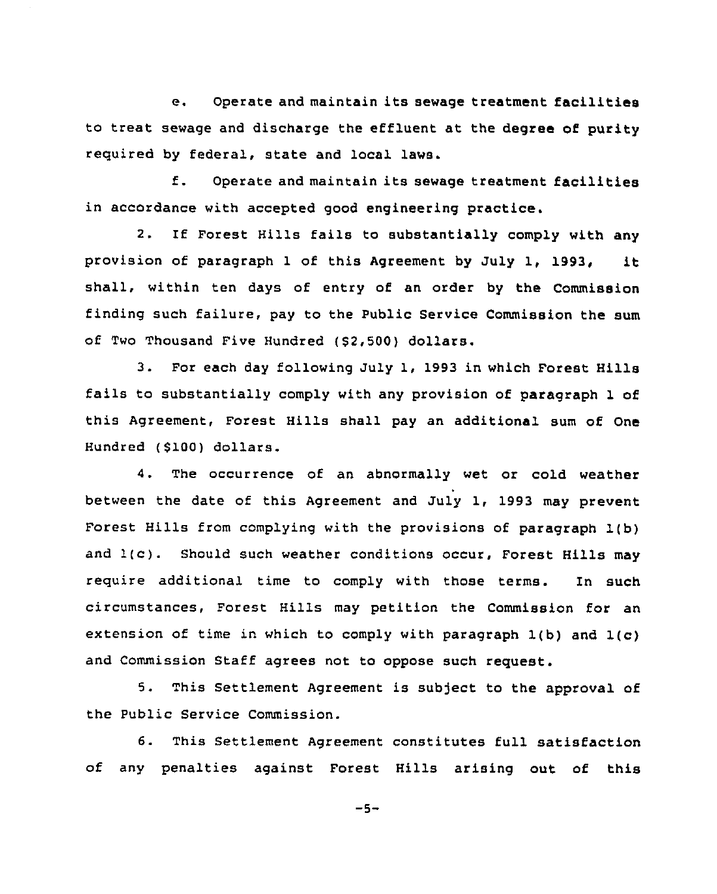e. Operate and maintain its sewage treatment facilities to treat sewage and discharge the effluent at the degree of purity required by federal, state and local laws.

f. Operate and maintain its sewage treatment facilities in accordance with accepted good engineering practice.

2. If Forest Hills fails to substantially comply with any provision of paragraph 1 of this Agreement by July 1, 1993, it shall, within ten days of entry of an order by the Commission finding such failure, pay to the Public Service Commission the sum of Two Thousand Five Hundred ($2,500) dollars.

3. For each day following July 1, 1993 in which Forest Hills fails to substantially comply with any provision of paragraph 1 of this Agreement, Forest Hills shall pay an additional sum of One Hundred ($100) dollars.

4. The occurrence of an abnormally wet or cold weather between the date of this Agreement and July 1, 1993 may prevent Forest Hills from complying with the provisions of paragraph 1(b) and 1(c). Should such weather conditions occur, Forest Hills may require additional time to comply with those terms. In such circumstances, Forest Hills may petition the Commission for an extension of time in which to comply with paragraph 1(b) and 1(c) and Commission Staff agrees not to oppose such request.

5. This Settlement Agreement is subject to the approval of the Public Service Commission.

6. This Settlement Agreement constitutes full satisfaction of any penalties against Forest Hills arising out of this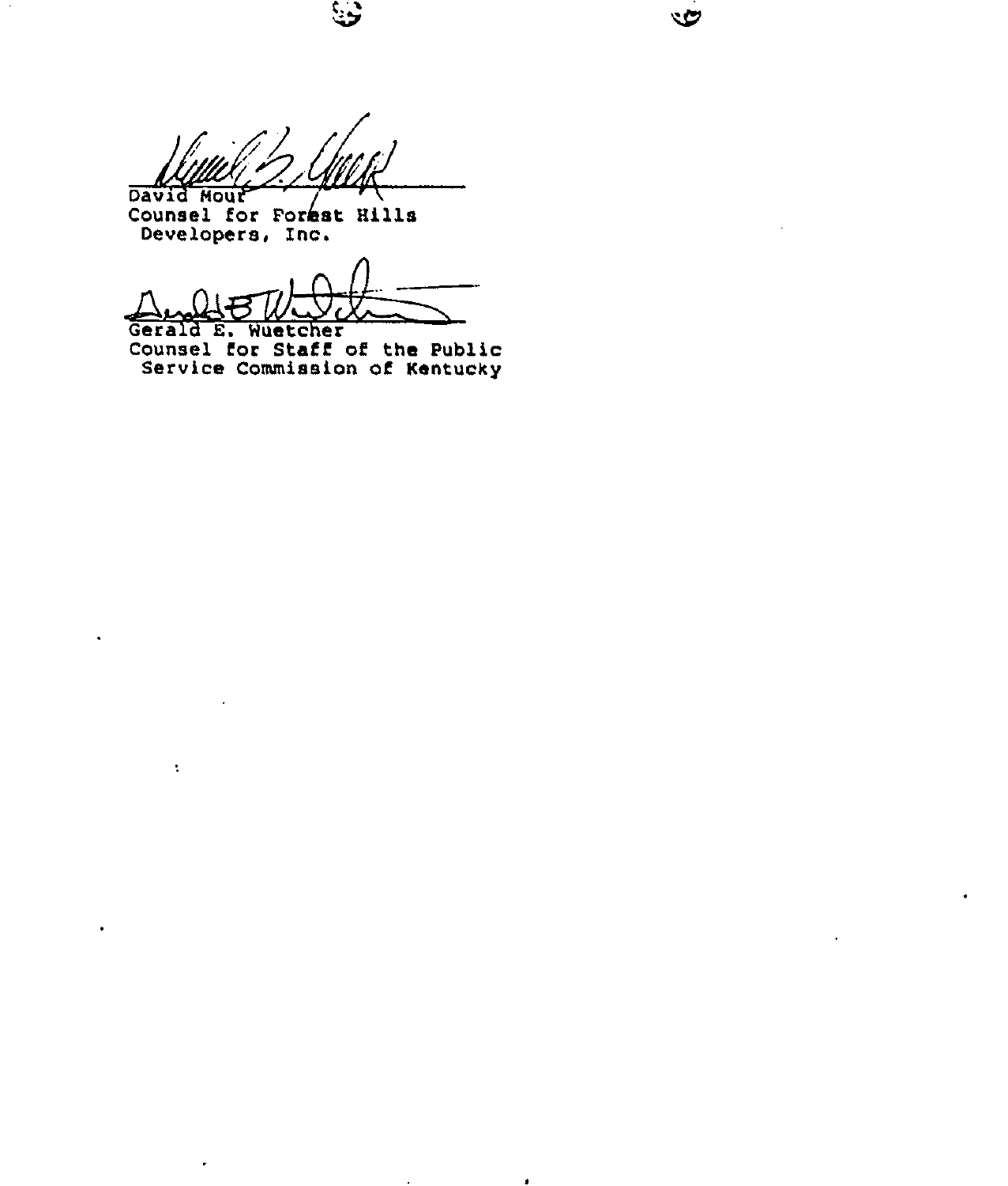David Mour
Counsel for Forest Hills
Developers, Inc.

Gerald E. Wuetcher
Counsel for Staff of the Public
Service Commission of Kentucky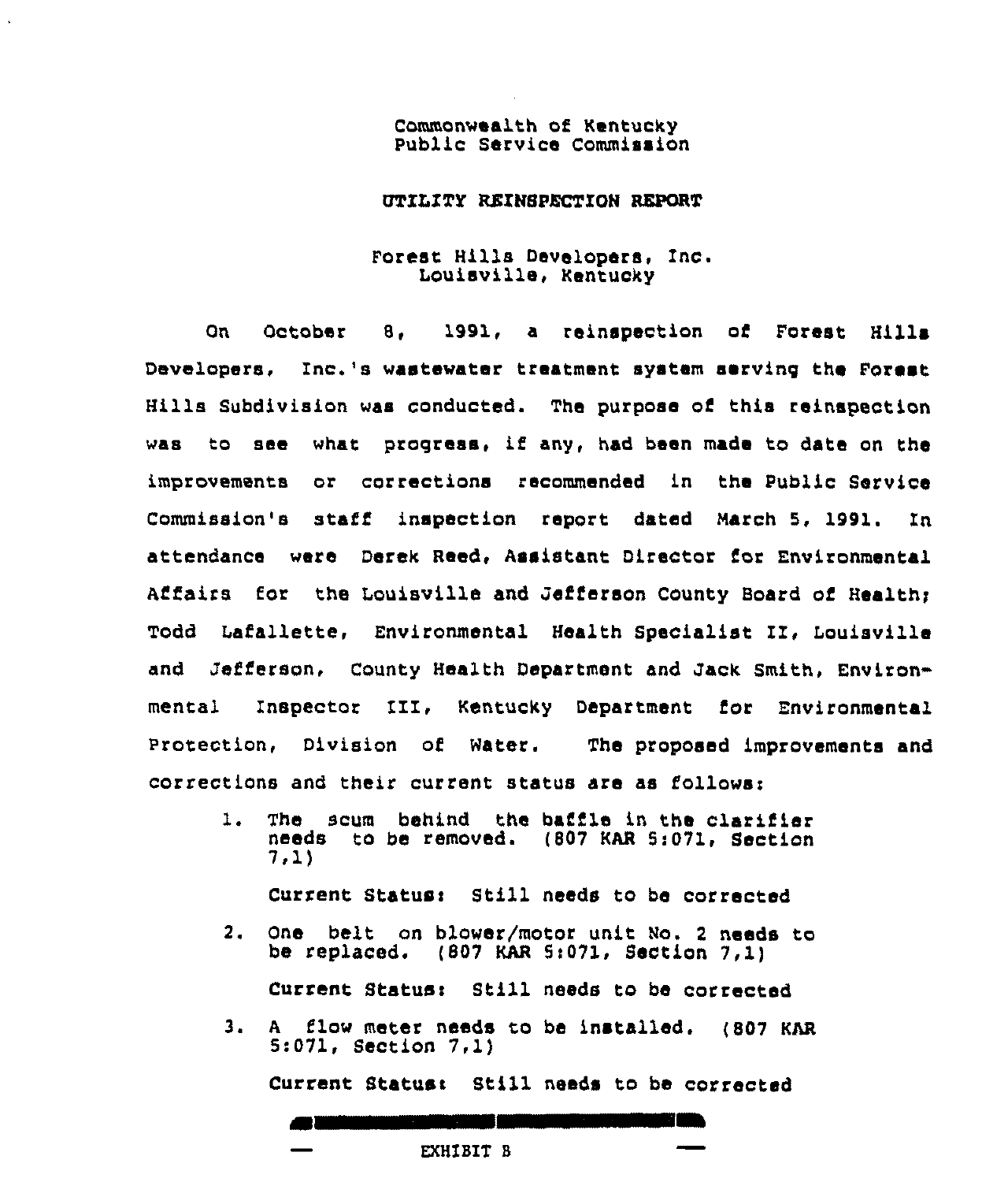Commonwealth of Kentucky
Public Service Commission

UTILITY REINSPECTION REPORT

Forest Hills Developers, Inc.
Louisville, Kentucky

On October 8, 1991, a reinspection of Forest Hills Developers, Inc.'s wastewater treatment system serving the Forest Hills Subdivision was conducted. The purpose of this reinspection was to see what progress, if any, had been made to date on the improvements or corrections recommended in the Public Service Commission's staff inspection report dated March 5, 1991. In attendance were Derek Reed, Assistant Director for Environmental Affairs for the Louisville and Jefferson County Board of Health; Todd Lafallette, Environmental Health Specialist II, Louisville and Jefferson, County Health Department and Jack Smith, Environmental Inspector III, Kentucky Department for Environmental Protection, Division of Water. The proposed improvements and corrections and their current status are as follows:

1. The scum behind the baffle in the clarifier needs to be removed. (807 KAR 5:071, Section 7,1)

   Current Status: Still needs to be corrected

2. One belt on blower/motor unit No. 2 needs to be replaced. (807 KAR 5:071, Section 7,1)

   Current Status: Still needs to be corrected

3. A flow meter needs to be installed. (807 KAR 5:071, Section 7,1)

   Current Status: Still needs to be corrected

EXHIBIT B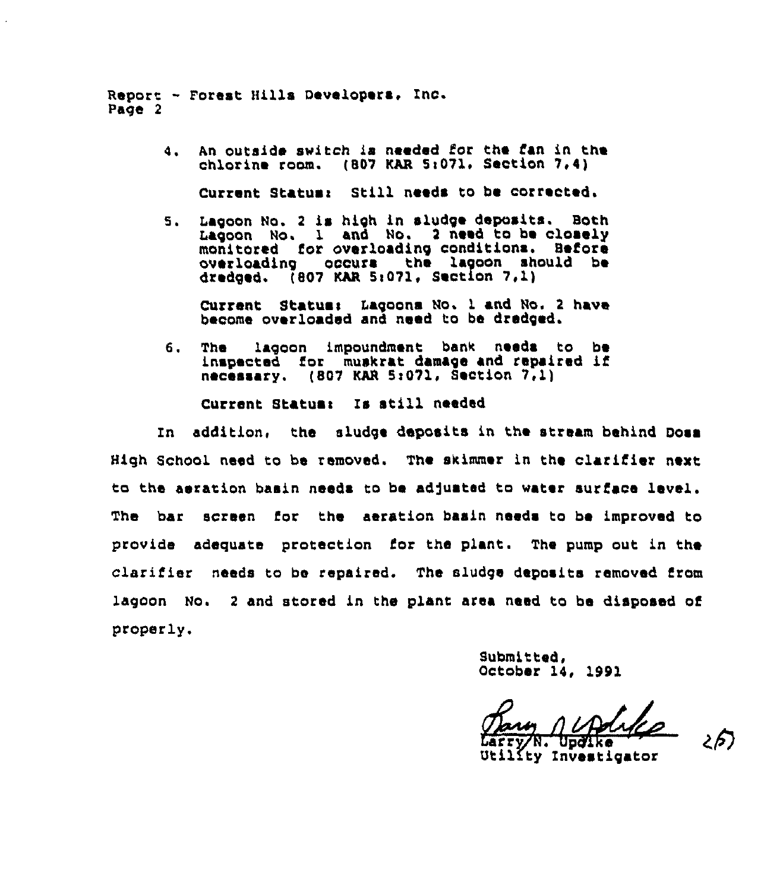Report - Forest Hills Developers, Inc.
Page 2

4. An outside switch is needed for the fan in the chlorine room. (807 KAR 5:071, Section 7,4)

   Current Status: Still needs to be corrected.

5. Lagoon No. 2 is high in sludge deposits. Both Lagoon No. 1 and No. 2 need to be closely monitored for overloading conditions. Before overloading occurs the lagoon should be dredged. (807 KAR 5:071, Section 7,1)

   Current Status: Lagoons No. 1 and No. 2 have become overloaded and need to be dredged.

6. The lagoon impoundment bank needs to be inspected for muskrat damage and repaired if necessary. (807 KAR 5:071, Section 7,1)

   Current Status: Is still needed

In addition, the sludge deposits in the stream behind Doss High School need to be removed. The skimmer in the clarifier next to the aeration basin needs to be adjusted to water surface level. The bar screen for the aeration basin needs to be improved to provide adequate protection for the plant. The pump out in the clarifier needs to be repaired. The sludge deposits removed from lagoon No. 2 and stored in the plant area need to be disposed of properly.

Submitted,
October 14, 1991

Larry N. Updike
Utility Investigator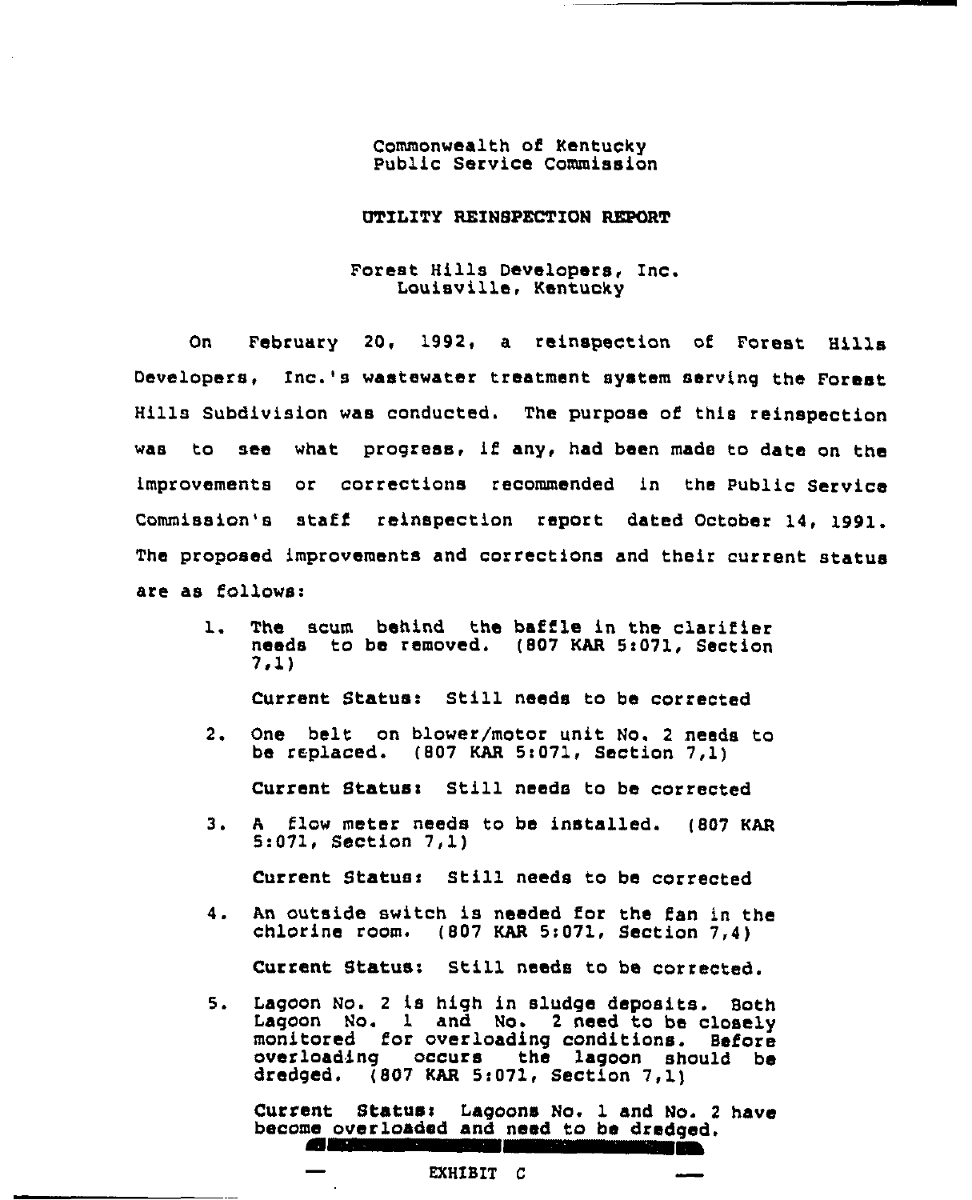Commonwealth of Kentucky
Public Service Commission

# UTILITY REINSPECTION REPORT

Forest Hills Developers, Inc.
Louisville, Kentucky

On February 20, 1992, a reinspection of Forest Hills Developers, Inc.'s wastewater treatment system serving the Forest Hills Subdivision was conducted. The purpose of this reinspection was to see what progress, if any, had been made to date on the improvements or corrections recommended in the Public Service Commission's staff reinspection report dated October 14, 1991. The proposed improvements and corrections and their current status are as follows:

1. The scum behind the baffle in the clarifier needs to be removed. (807 KAR 5:071, Section 7,1)

   Current Status: Still needs to be corrected

2. One belt on blower/motor unit No. 2 needs to be replaced. (807 KAR 5:071, Section 7,1)

   Current Status: Still needs to be corrected

3. A flow meter needs to be installed. (807 KAR 5:071, Section 7,1)

   Current Status: Still needs to be corrected

4. An outside switch is needed for the fan in the chlorine room. (807 KAR 5:071, Section 7,4)

   Current Status: Still needs to be corrected.

5. Lagoon No. 2 is high in sludge deposits. Both Lagoon No. 1 and No. 2 need to be closely monitored for overloading conditions. Before overloading occurs the lagoon should be dredged. (807 KAR 5:071, Section 7,1)

   Current Status: Lagoons No. 1 and No. 2 have become overloaded and need to be dredged.

EXHIBIT C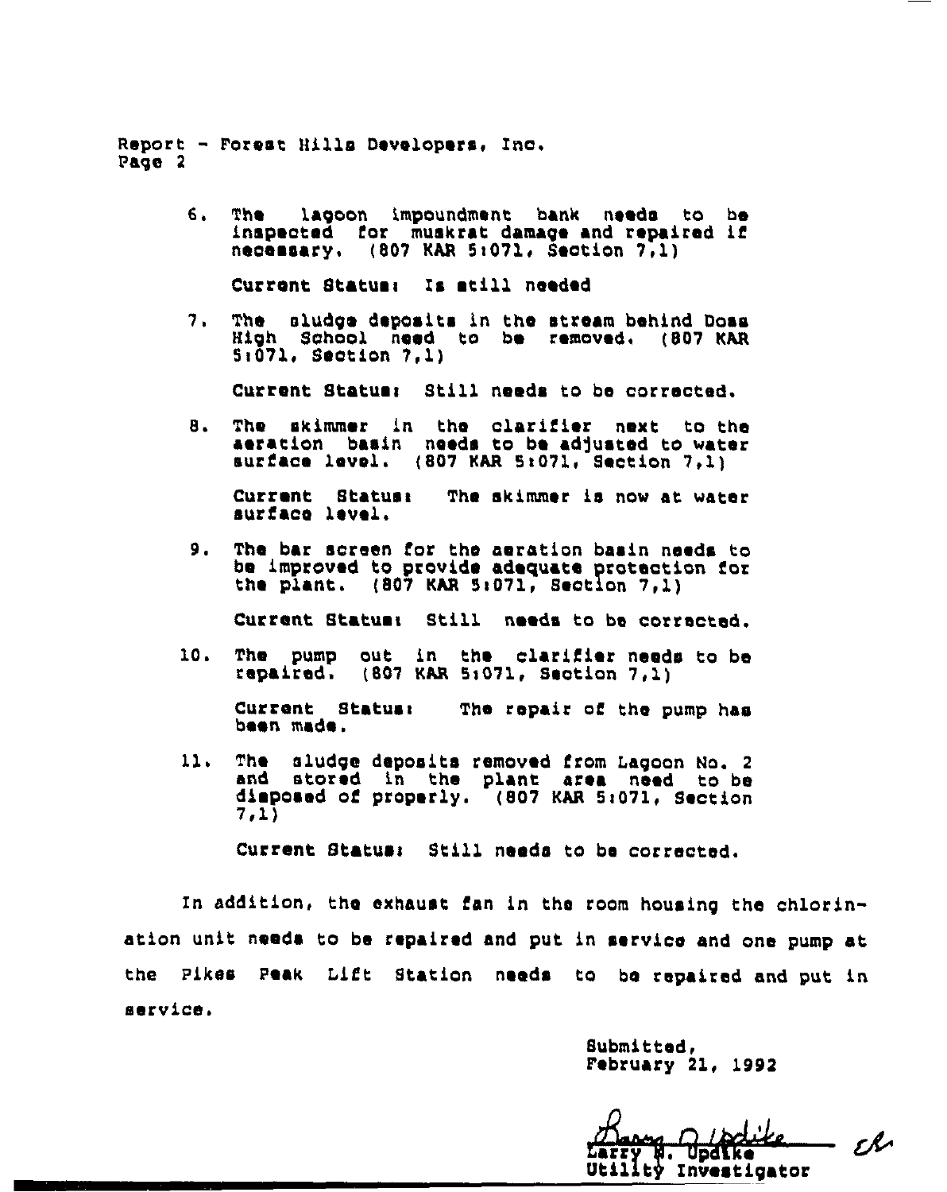Report - Forest Hills Developers, Inc.
Page 2

6. The lagoon impoundment bank needs to be inspected for muskrat damage and repaired if necessary. (807 KAR 5:071, Section 7,1)

   Current Status: Is still needed

7. The sludge deposits in the stream behind Doss High School need to be removed. (807 KAR 5:071, Section 7,1)

   Current Status: Still needs to be corrected.

8. The skimmer in the clarifier next to the aeration basin needs to be adjusted to water surface level. (807 KAR 5:071, Section 7,1)

   Current Status: The skimmer is now at water surface level.

9. The bar screen for the aeration basin needs to be improved to provide adequate protection for the plant. (807 KAR 5:071, Section 7,1)

   Current Status: Still needs to be corrected.

10. The pump out in the clarifier needs to be repaired. (807 KAR 5:071, Section 7,1)

    Current Status: The repair of the pump has been made.

11. The sludge deposits removed from Lagoon No. 2 and stored in the plant area need to be disposed of properly. (807 KAR 5:071, Section 7,1)

    Current Status: Still needs to be corrected.

In addition, the exhaust fan in the room housing the chlorination unit needs to be repaired and put in service and one pump at the Pikes Peak Lift Station needs to be repaired and put in service.

Submitted,
February 21, 1992

Larry N. Updike
Utility Investigator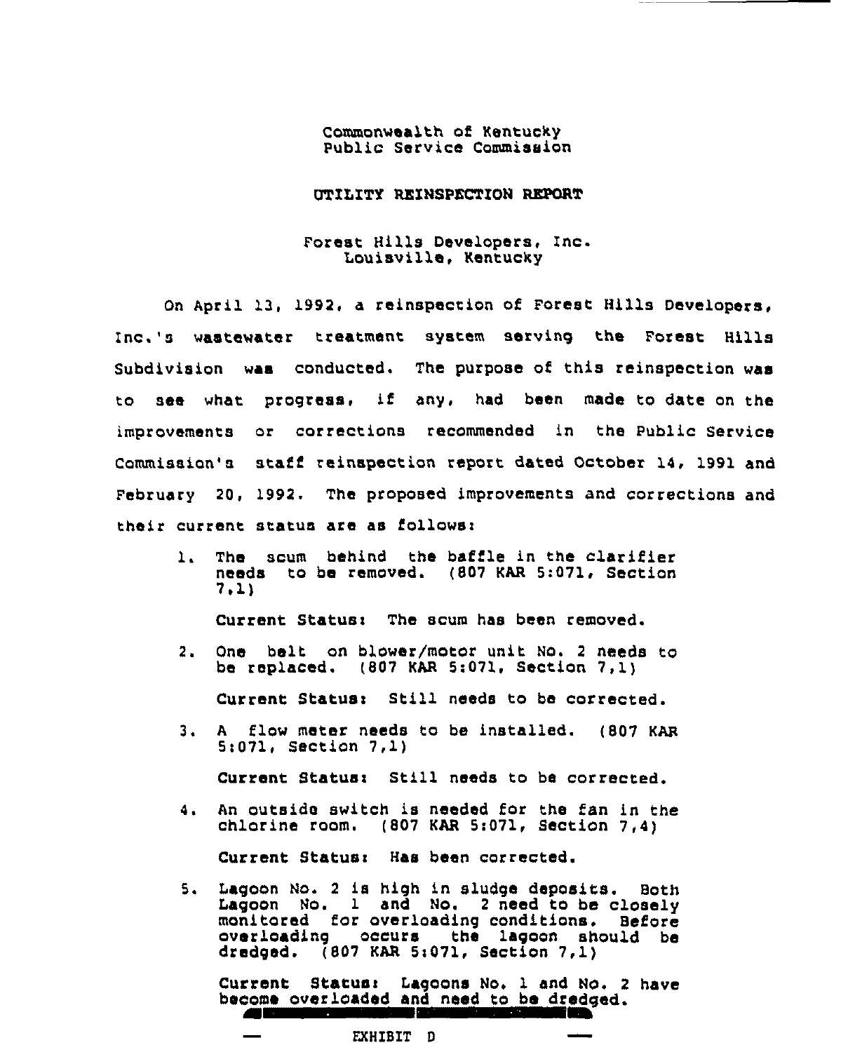Commonwealth of Kentucky
Public Service Commission

## UTILITY REINSPECTION REPORT

Forest Hills Developers, Inc.
Louisville, Kentucky

On April 13, 1992, a reinspection of Forest Hills Developers, Inc.'s wastewater treatment system serving the Forest Hills Subdivision was conducted. The purpose of this reinspection was to see what progress, if any, had been made to date on the improvements or corrections recommended in the Public Service Commission's staff reinspection report dated October 14, 1991 and February 20, 1992. The proposed improvements and corrections and their current status are as follows:

1. The scum behind the baffle in the clarifier needs to be removed. (807 KAR 5:071, Section 7,1)

   Current Status: The scum has been removed.

2. One belt on blower/motor unit No. 2 needs to be replaced. (807 KAR 5:071, Section 7,1)

   Current Status: Still needs to be corrected.

3. A flow meter needs to be installed. (807 KAR 5:071, Section 7,1)

   Current Status: Still needs to be corrected.

4. An outside switch is needed for the fan in the chlorine room. (807 KAR 5:071, Section 7,4)

   Current Status: Has been corrected.

5. Lagoon No. 2 is high in sludge deposits. Both Lagoon No. 1 and No. 2 need to be closely monitored for overloading conditions. Before overloading occurs the lagoon should be dredged. (807 KAR 5:071, Section 7,1)

   Current Status: Lagoons No. 1 and No. 2 have become overloaded and need to be dredged.

EXHIBIT D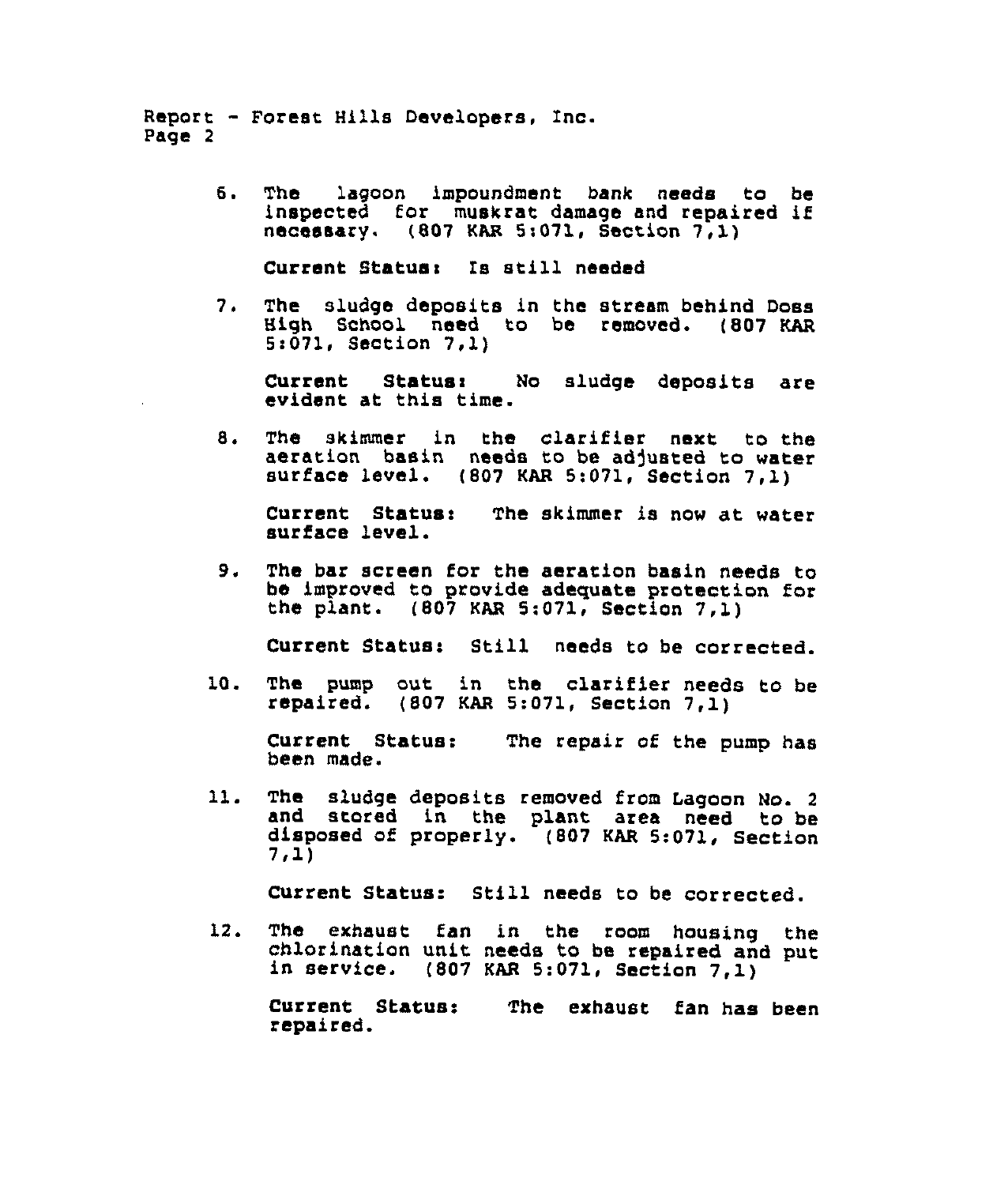6. The lagoon impoundment bank needs to be inspected for muskrat damage and repaired if necessary. (807 KAR 5:071, Section 7,1)

   Current Status: Is still needed

7. The sludge deposits in the stream behind Doss High School need to be removed. (807 KAR 5:071, Section 7,1)

   Current Status: No sludge deposits are evident at this time.

8. The skimmer in the clarifier next to the aeration basin needs to be adjusted to water surface level. (807 KAR 5:071, Section 7,1)

   Current Status: The skimmer is now at water surface level.

9. The bar screen for the aeration basin needs to be improved to provide adequate protection for the plant. (807 KAR 5:071, Section 7,1)

   Current Status: Still needs to be corrected.

10. The pump out in the clarifier needs to be repaired. (807 KAR 5:071, Section 7,1)

    Current Status: The repair of the pump has been made.

11. The sludge deposits removed from Lagoon No. 2 and stored in the plant area need to be disposed of properly. (807 KAR 5:071, Section 7,1)

    Current Status: Still needs to be corrected.

12. The exhaust fan in the room housing the chlorination unit needs to be repaired and put in service. (807 KAR 5:071, Section 7,1)

    Current Status: The exhaust fan has been repaired.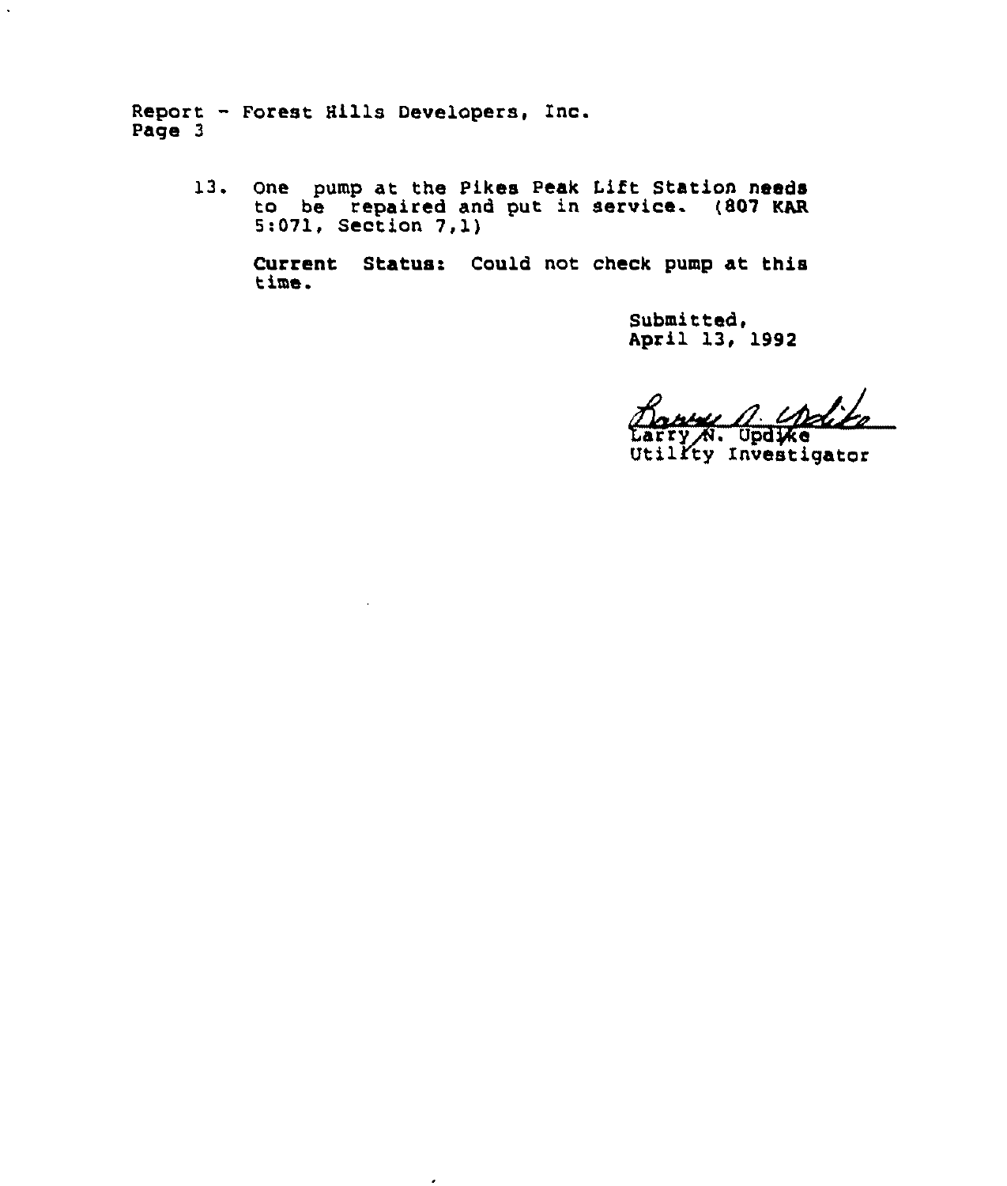Report - Forest Hills Developers, Inc.
Page 3

13. One pump at the Pikes Peak Lift Station needs to be repaired and put in service. (807 KAR 5:071, Section 7,1)

    Current Status: Could not check pump at this time.

Submitted,
April 13, 1992

Larry N. Updike
Utility Investigator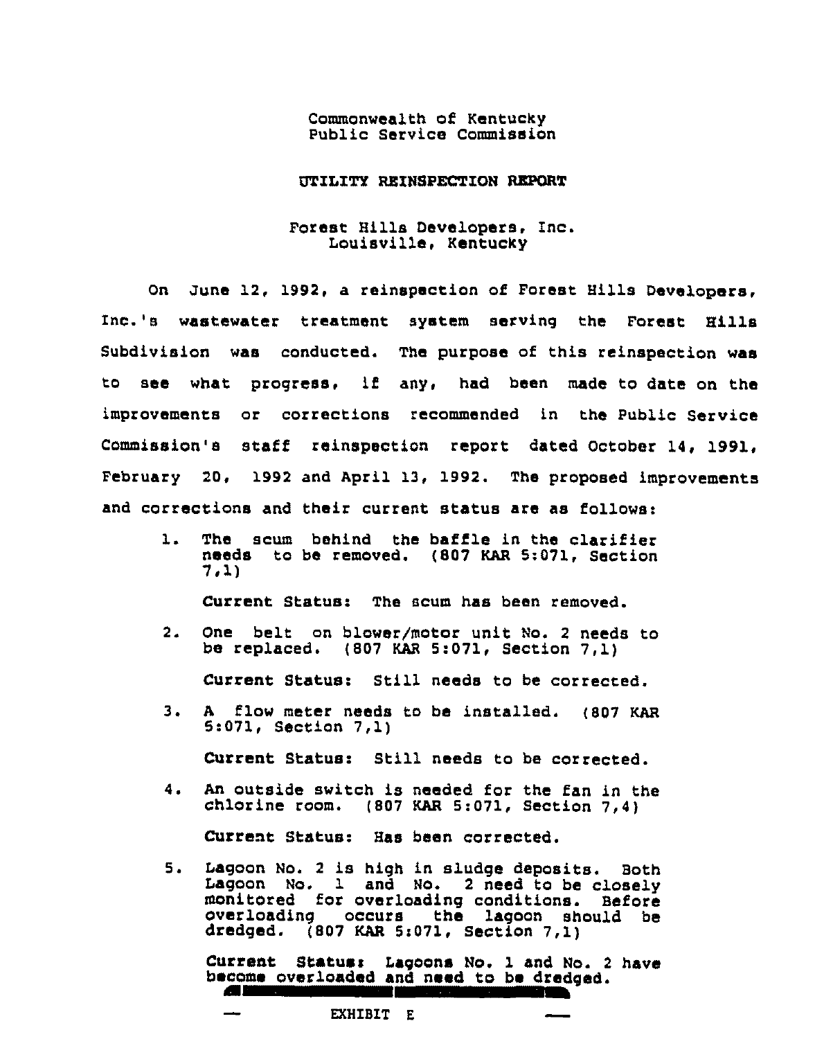Commonwealth of Kentucky
Public Service Commission

UTILITY REINSPECTION REPORT

Forest Hills Developers, Inc.
Louisville, Kentucky

On June 12, 1992, a reinspection of Forest Hills Developers, Inc.'s wastewater treatment system serving the Forest Hills Subdivision was conducted. The purpose of this reinspection was to see what progress, if any, had been made to date on the improvements or corrections recommended in the Public Service Commission's staff reinspection report dated October 14, 1991, February 20, 1992 and April 13, 1992. The proposed improvements and corrections and their current status are as follows:

1. The scum behind the baffle in the clarifier needs to be removed. (807 KAR 5:071, Section 7,1)

   Current Status: The scum has been removed.

2. One belt on blower/motor unit No. 2 needs to be replaced. (807 KAR 5:071, Section 7,1)

   Current Status: Still needs to be corrected.

3. A flow meter needs to be installed. (807 KAR 5:071, Section 7,1)

   Current Status: Still needs to be corrected.

4. An outside switch is needed for the fan in the chlorine room. (807 KAR 5:071, Section 7,4)

   Current Status: Has been corrected.

5. Lagoon No. 2 is high in sludge deposits. Both Lagoon No. 1 and No. 2 need to be closely monitored for overloading conditions. Before overloading occurs the lagoon should be dredged. (807 KAR 5:071, Section 7,1)

   Current Status: Lagoons No. 1 and No. 2 have become overloaded and need to be dredged.

EXHIBIT E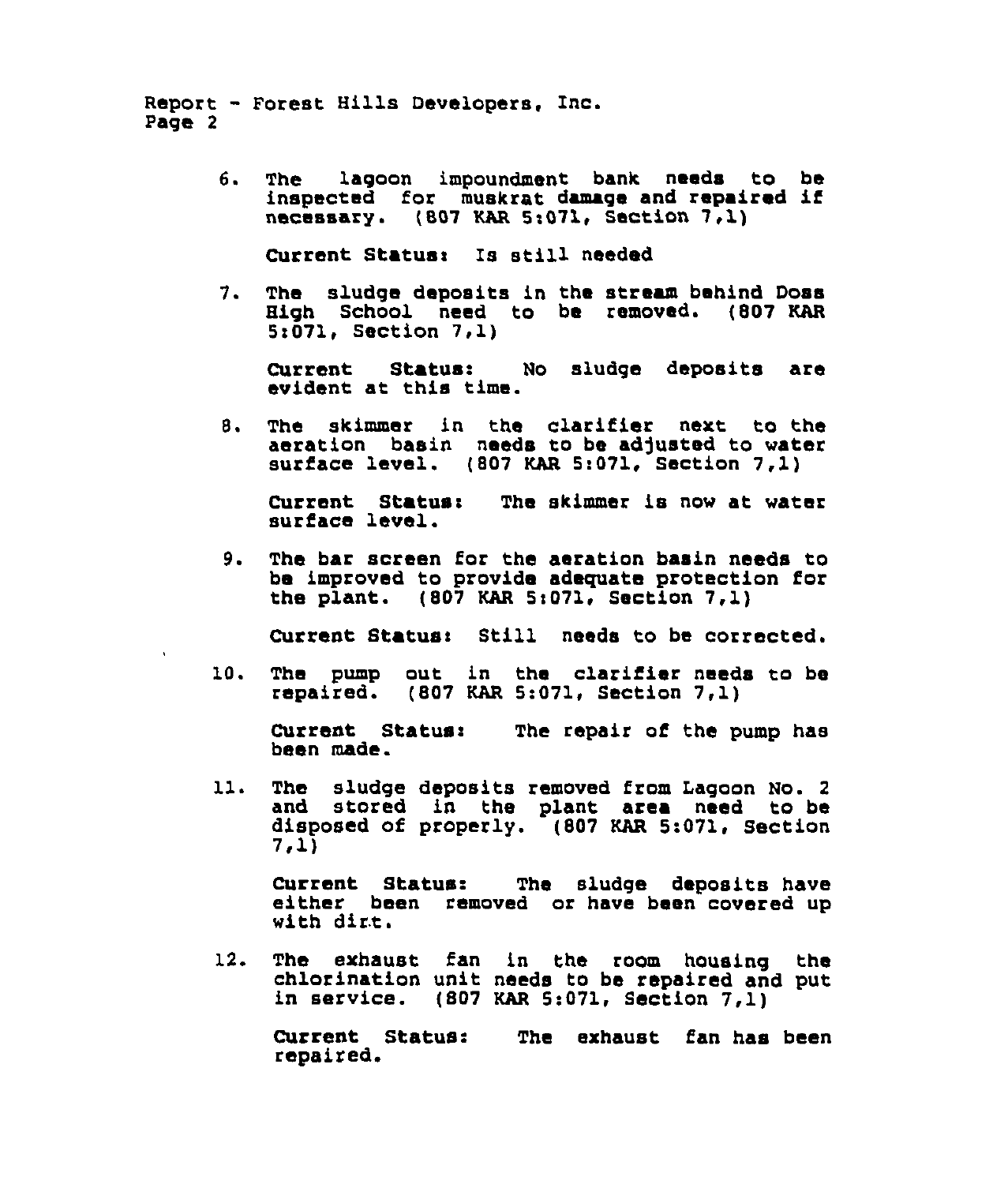6. The lagoon impoundment bank needs to be inspected for muskrat damage and repaired if necessary. (807 KAR 5:071, Section 7,1)

   Current Status: Is still needed

7. The sludge deposits in the stream behind Doss High School need to be removed. (807 KAR 5:071, Section 7,1)

   Current Status: No sludge deposits are evident at this time.

8. The skimmer in the clarifier next to the aeration basin needs to be adjusted to water surface level. (807 KAR 5:071, Section 7,1)

   Current Status: The skimmer is now at water surface level.

9. The bar screen for the aeration basin needs to be improved to provide adequate protection for the plant. (807 KAR 5:071, Section 7,1)

   Current Status: Still needs to be corrected.

10. The pump out in the clarifier needs to be repaired. (807 KAR 5:071, Section 7,1)

    Current Status: The repair of the pump has been made.

11. The sludge deposits removed from Lagoon No. 2 and stored in the plant area need to be disposed of properly. (807 KAR 5:071, Section 7,1)

    Current Status: The sludge deposits have either been removed or have been covered up with dirt.

12. The exhaust fan in the room housing the chlorination unit needs to be repaired and put in service. (807 KAR 5:071, Section 7,1)

    Current Status: The exhaust fan has been repaired.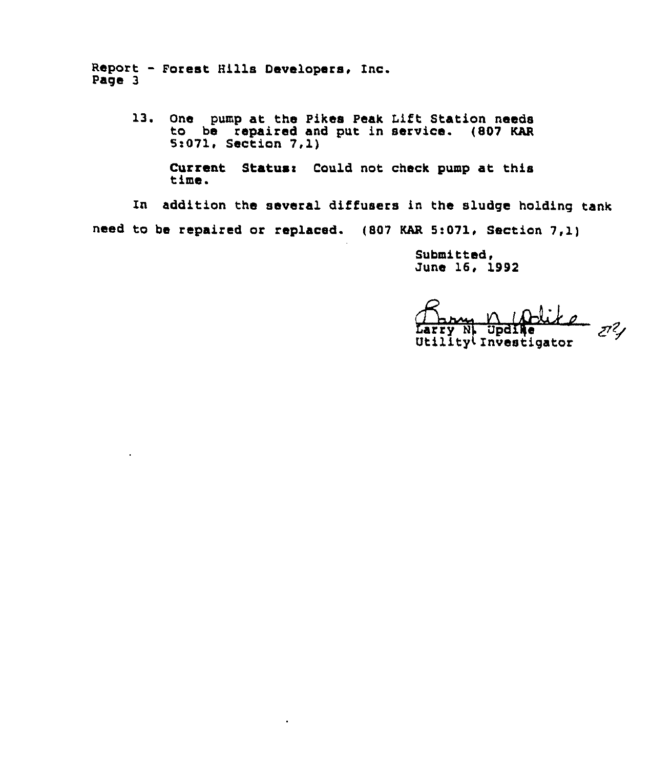13. One pump at the Pikes Peak Lift Station needs to be repaired and put in service. (807 KAR 5:071, Section 7,1)

    Current Status: Could not check pump at this time.

In addition the several diffusers in the sludge holding tank need to be repaired or replaced. (807 KAR 5:071, Section 7,1)

Submitted,
June 16, 1992

Larry N. Updike
Utility Investigator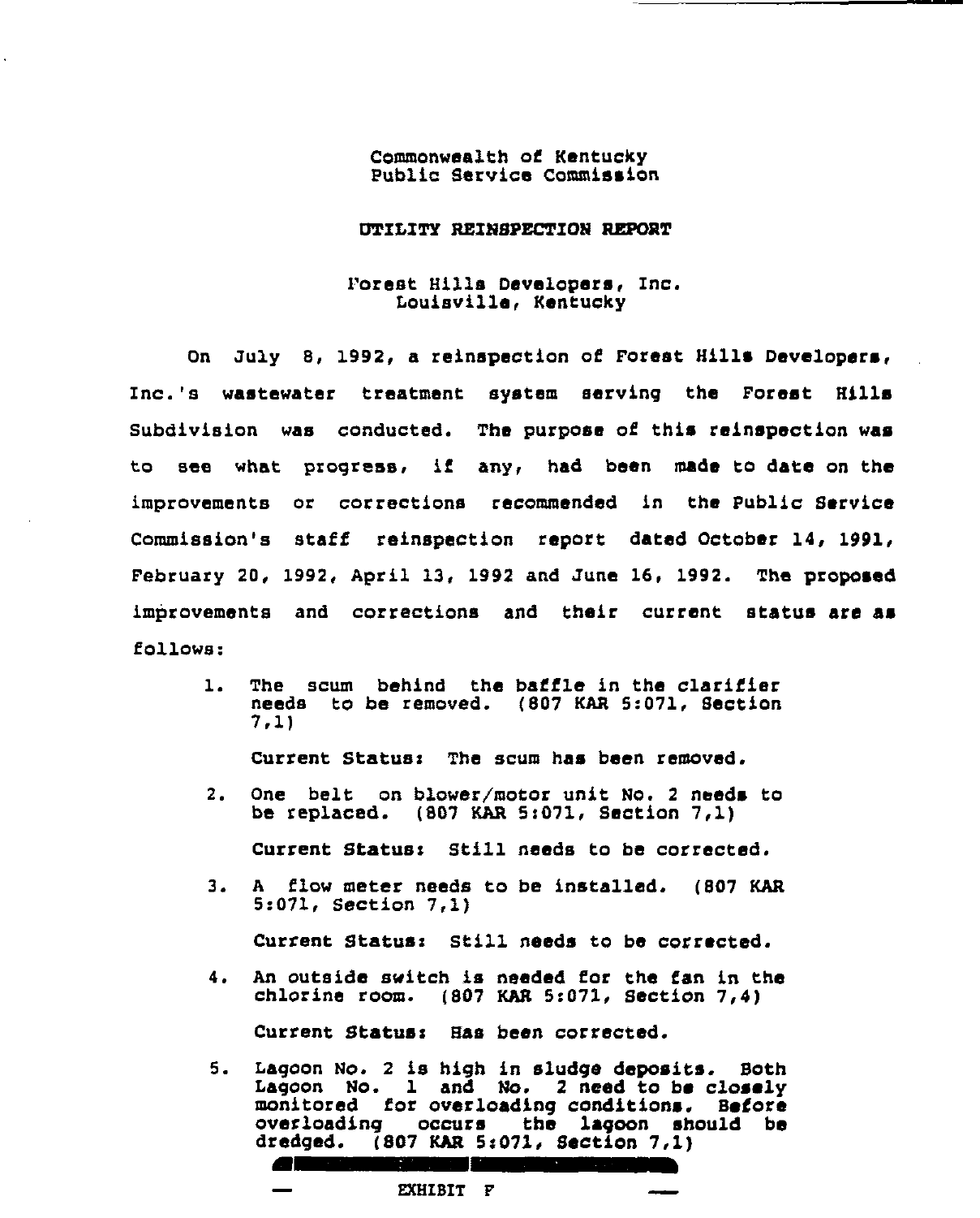Commonwealth of Kentucky
Public Service Commission

UTILITY REINSPECTION REPORT

Forest Hills Developers, Inc.
Louisville, Kentucky

On July 8, 1992, a reinspection of Forest Hills Developers, Inc.'s wastewater treatment system serving the Forest Hills Subdivision was conducted. The purpose of this reinspection was to see what progress, if any, had been made to date on the improvements or corrections recommended in the Public Service Commission's staff reinspection report dated October 14, 1991, February 20, 1992, April 13, 1992 and June 16, 1992. The proposed improvements and corrections and their current status are as follows:

1. The scum behind the baffle in the clarifier needs to be removed. (807 KAR 5:071, Section 7,1)

   Current Status: The scum has been removed.

2. One belt on blower/motor unit No. 2 needs to be replaced. (807 KAR 5:071, Section 7,1)

   Current Status: Still needs to be corrected.

3. A flow meter needs to be installed. (807 KAR 5:071, Section 7,1)

   Current Status: Still needs to be corrected.

4. An outside switch is needed for the fan in the chlorine room. (807 KAR 5:071, Section 7,4)

   Current Status: Has been corrected.

5. Lagoon No. 2 is high in sludge deposits. Both Lagoon No. 1 and No. 2 need to be closely monitored for overloading conditions. Before overloading occurs the lagoon should be dredged. (807 KAR 5:071, Section 7,1)

EXHIBIT F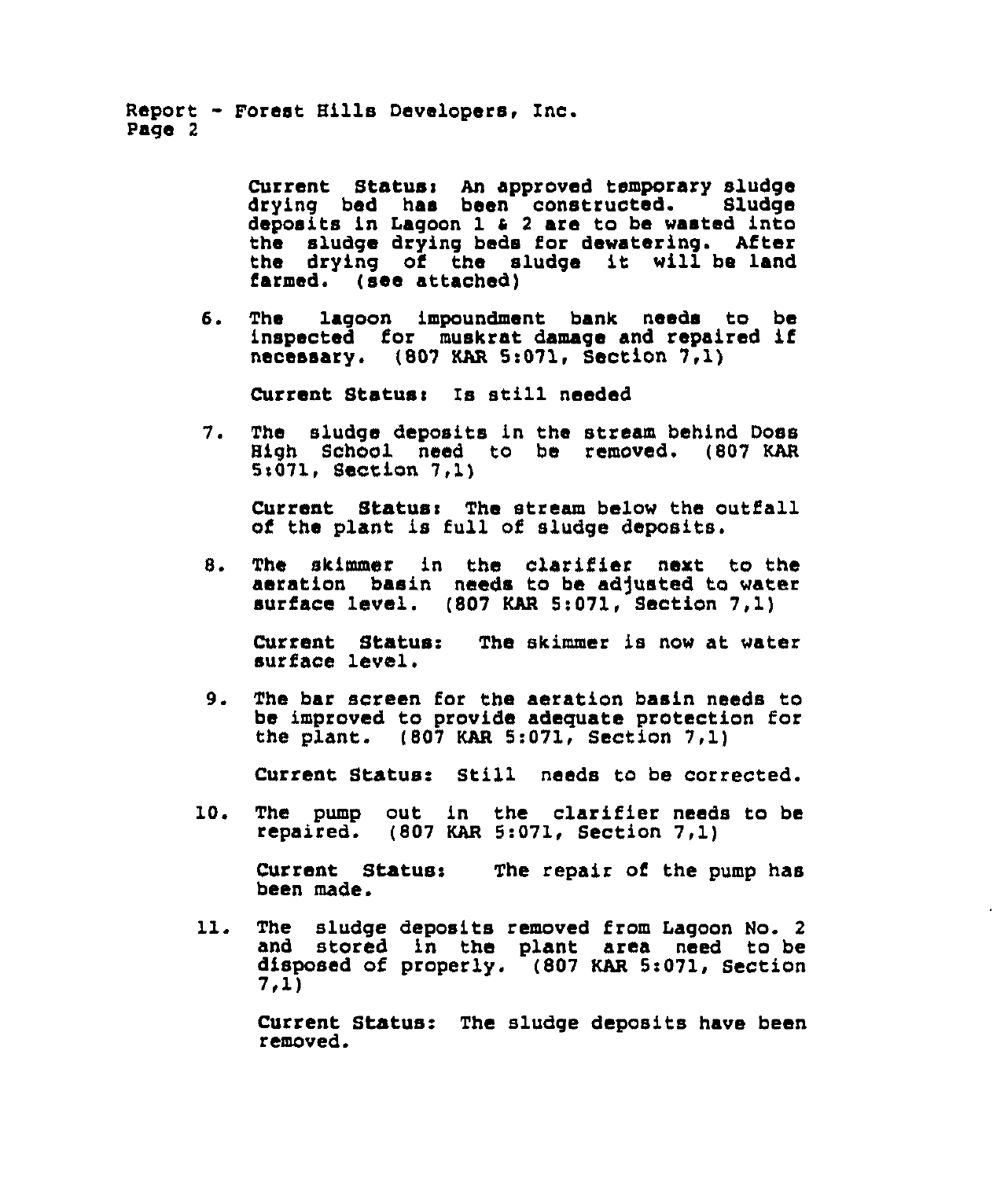Current Status: An approved temporary sludge drying bed has been constructed. Sludge deposits in Lagoon 1 & 2 are to be wasted into the sludge drying beds for dewatering. After the drying of the sludge it will be land farmed. (see attached)

6. The lagoon impoundment bank needs to be inspected for muskrat damage and repaired if necessary. (807 KAR 5:071, Section 7,1)

   Current Status: Is still needed

7. The sludge deposits in the stream behind Doss High School need to be removed. (807 KAR 5:071, Section 7,1)

   Current Status: The stream below the outfall of the plant is full of sludge deposits.

8. The skimmer in the clarifier next to the aeration basin needs to be adjusted to water surface level. (807 KAR 5:071, Section 7,1)

   Current Status: The skimmer is now at water surface level.

9. The bar screen for the aeration basin needs to be improved to provide adequate protection for the plant. (807 KAR 5:071, Section 7,1)

   Current Status: Still needs to be corrected.

10. The pump out in the clarifier needs to be repaired. (807 KAR 5:071, Section 7,1)

    Current Status: The repair of the pump has been made.

11. The sludge deposits removed from Lagoon No. 2 and stored in the plant area need to be disposed of properly. (807 KAR 5:071, Section 7,1)

    Current Status: The sludge deposits have been removed.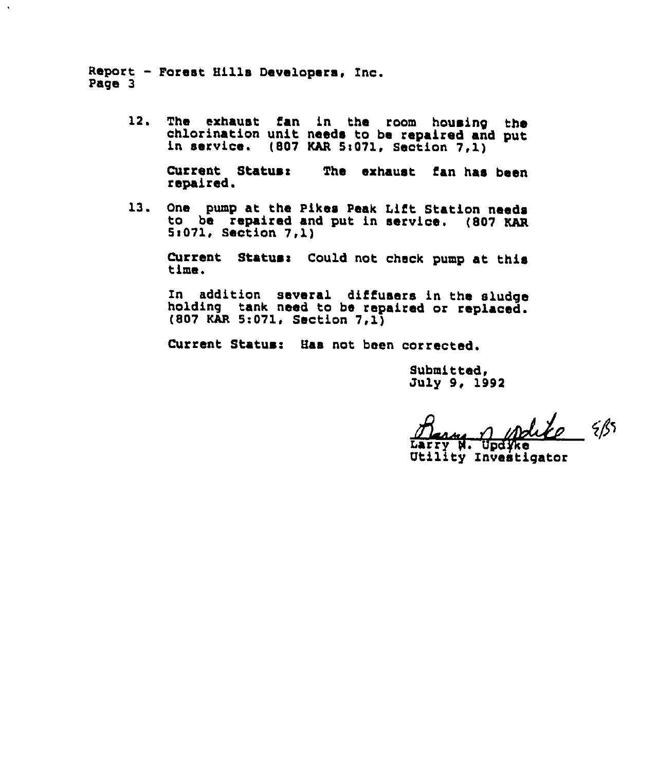12. The exhaust fan in the room housing the chlorination unit needs to be repaired and put in service. (807 KAR 5:071, Section 7,1)

    Current Status: The exhaust fan has been repaired.

13. One pump at the Pikes Peak Lift Station needs to be repaired and put in service. (807 KAR 5:071, Section 7,1)

    Current Status: Could not check pump at this time.

    In addition several diffusers in the sludge holding tank need to be repaired or replaced. (807 KAR 5:071, Section 7,1)

    Current Status: Has not been corrected.

Submitted,
July 9, 1992

Larry N. Updyke
Utility Investigator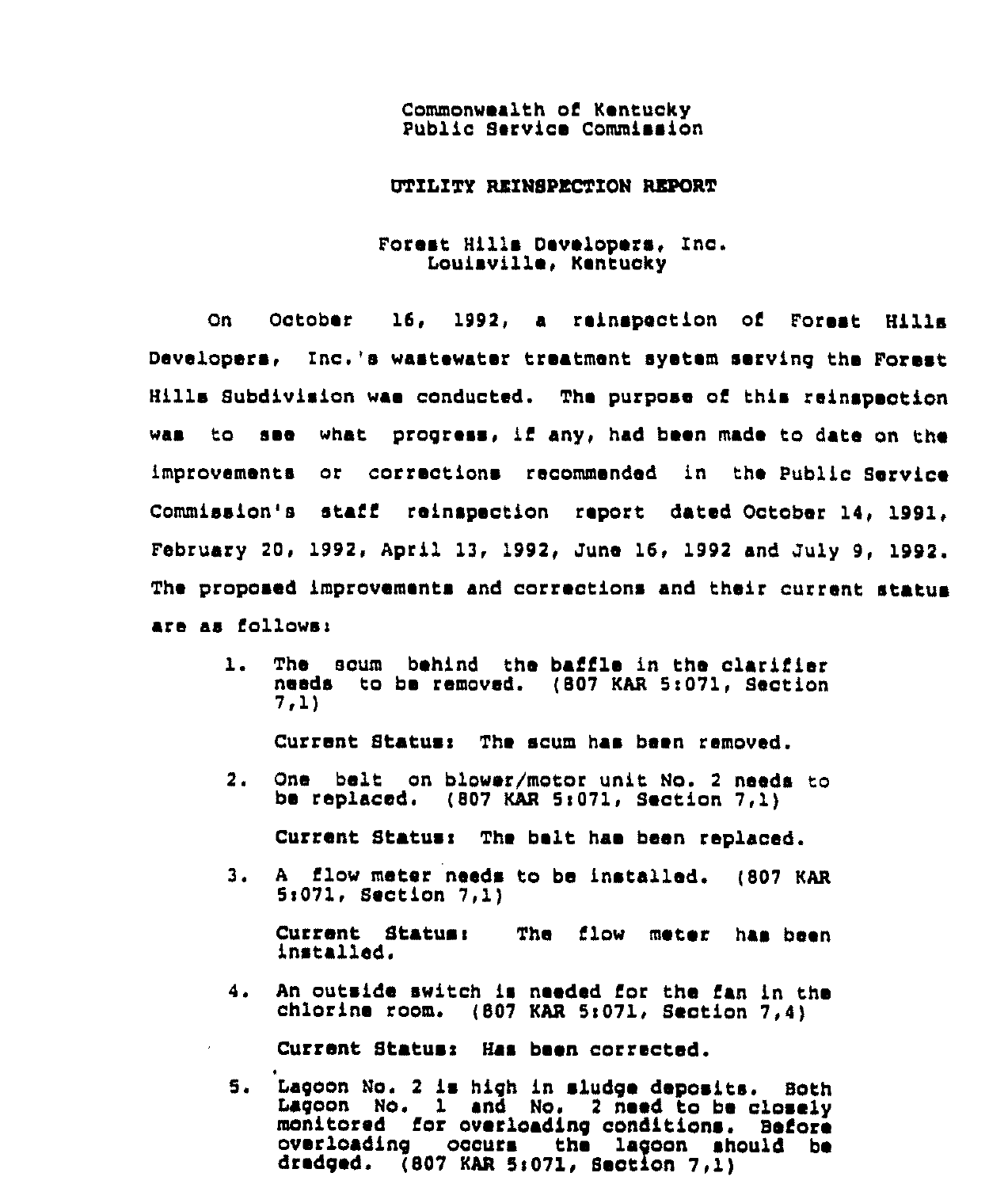Commonwealth of Kentucky
Public Service Commission

UTILITY REINSPECTION REPORT

Forest Hills Developers, Inc.
Louisville, Kentucky

On October 16, 1992, a reinspection of Forest Hills Developers, Inc.'s wastewater treatment system serving the Forest Hills Subdivision was conducted. The purpose of this reinspection was to see what progress, if any, had been made to date on the improvements or corrections recommended in the Public Service Commission's staff reinspection report dated October 14, 1991, February 20, 1992, April 13, 1992, June 16, 1992 and July 9, 1992. The proposed improvements and corrections and their current status are as follows:

1. The scum behind the baffle in the clarifier needs to be removed. (807 KAR 5:071, Section 7,1)

   Current Status: The scum has been removed.

2. One belt on blower/motor unit No. 2 needs to be replaced. (807 KAR 5:071, Section 7,1)

   Current Status: The belt has been replaced.

3. A flow meter needs to be installed. (807 KAR 5:071, Section 7,1)

   Current Status: The flow meter has been installed.

4. An outside switch is needed for the fan in the chlorine room. (807 KAR 5:071, Section 7,4)

   Current Status: Has been corrected.

5. Lagoon No. 2 is high in sludge deposits. Both Lagoon No. 1 and No. 2 need to be closely monitored for overloading conditions. Before overloading occurs the lagoon should be dredged. (807 KAR 5:071, Section 7,1)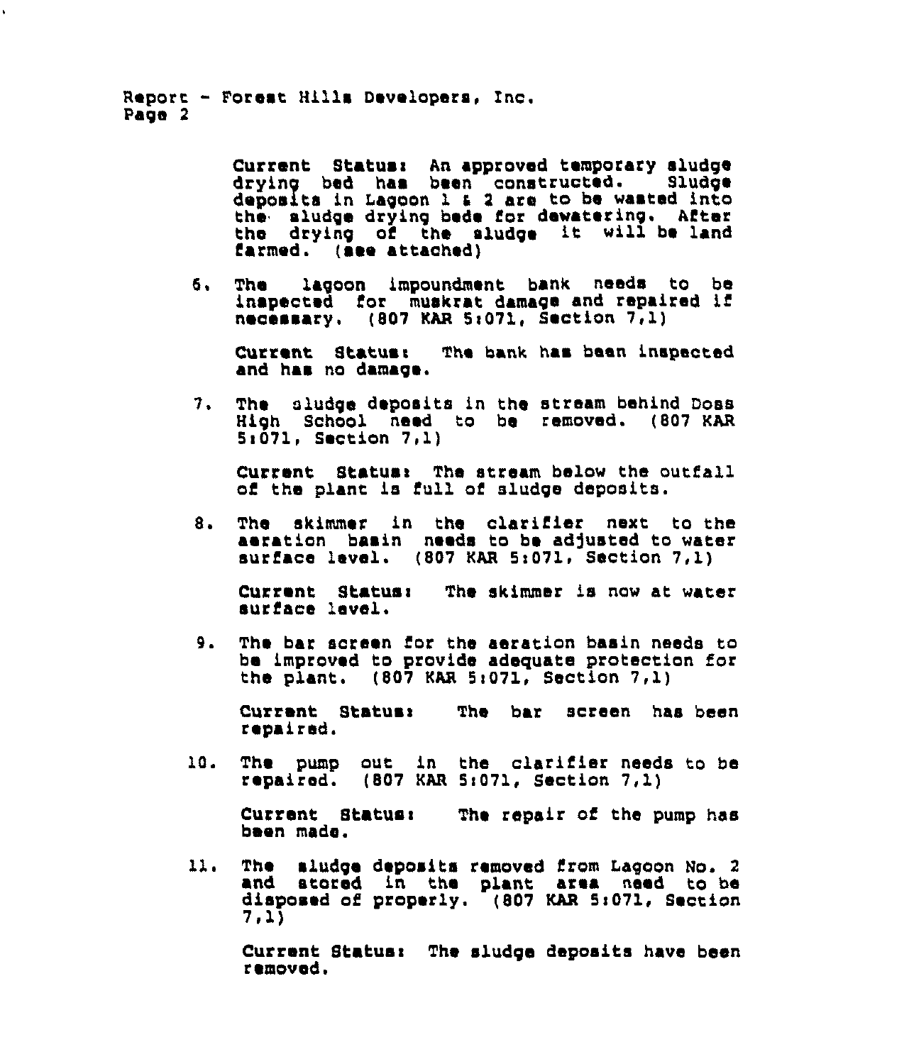Current Status: An approved temporary sludge drying bed has been constructed. Sludge deposits in Lagoon 1 & 2 are to be wasted into the sludge drying beds for dewatering. After the drying of the sludge it will be land farmed. (see attached)

6. The lagoon impoundment bank needs to be inspected for muskrat damage and repaired if necessary. (807 KAR 5:071, Section 7,1)

   Current Status: The bank has been inspected and has no damage.

7. The sludge deposits in the stream behind Doss High School need to be removed. (807 KAR 5:071, Section 7,1)

   Current Status: The stream below the outfall of the plant is full of sludge deposits.

8. The skimmer in the clarifier next to the aeration basin needs to be adjusted to water surface level. (807 KAR 5:071, Section 7,1)

   Current Status: The skimmer is now at water surface level.

9. The bar screen for the aeration basin needs to be improved to provide adequate protection for the plant. (807 KAR 5:071, Section 7,1)

   Current Status: The bar screen has been repaired.

10. The pump out in the clarifier needs to be repaired. (807 KAR 5:071, Section 7,1)

    Current Status: The repair of the pump has been made.

11. The sludge deposits removed from Lagoon No. 2 and stored in the plant area need to be disposed of properly. (807 KAR 5:071, Section 7,1)

    Current Status: The sludge deposits have been removed.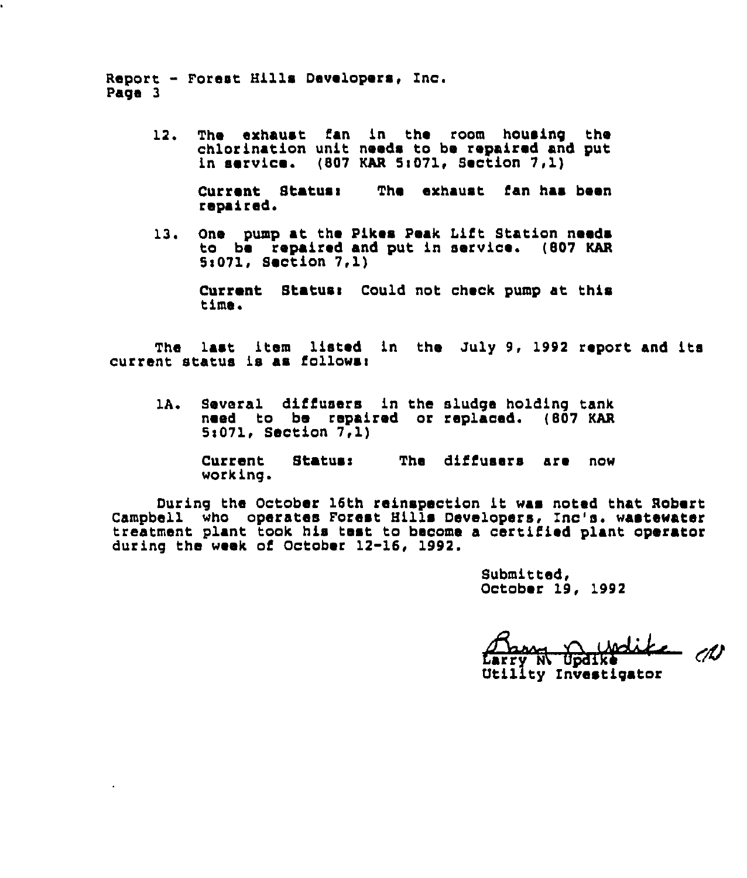12. The exhaust fan in the room housing the chlorination unit needs to be repaired and put in service. (807 KAR 5:071, Section 7,1)

    Current Status: The exhaust fan has been repaired.

13. One pump at the Pikes Peak Lift Station needs to be repaired and put in service. (807 KAR 5:071, Section 7,1)

    Current Status: Could not check pump at this time.

The last item listed in the July 9, 1992 report and its current status is as follows:

1A. Several diffusers in the sludge holding tank need to be repaired or replaced. (807 KAR 5:071, Section 7,1)

    Current Status: The diffusers are now working.

During the October 16th reinspection it was noted that Robert Campbell who operates Forest Hills Developers, Inc's. wastewater treatment plant took his test to become a certified plant operator during the week of October 12-16, 1992.

Submitted,
October 19, 1992

Larry N. Updike
Utility Investigator